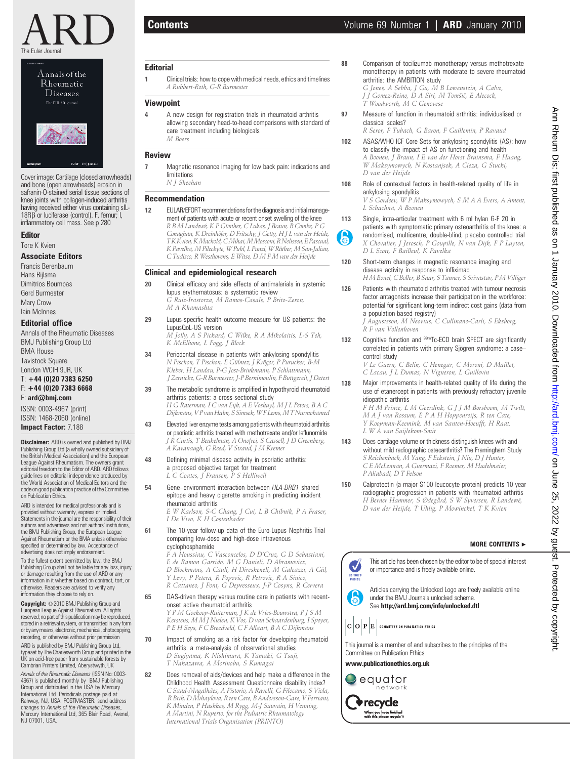# ARD

The Eular Journal

Cover image: Cartilage (closed arrowheads) and bone (open arrowheads) erosion in safranin-O-stained serial tissue sections of knee joints with collagen-induced arthritis having received either virus containing sIL-18Rβ or luciferase (control). F, femur; I, inflammatory cell mass. See p 280

### Editor

Tore K Kvien

### Associate Editors

Francis Berenbaum
Hans Bijlsma
Dimitrios Boumpas
Gerd Burmester
Mary Crow
Iain McInnes

### Editorial office

Annals of the Rheumatic Diseases
BMJ Publishing Group Ltd
BMA House
Tavistock Square
London WCIH 9JR, UK
T: **+44 (0)20 7383 6250**
F: **+44 (0)20 7383 6668**
E: **ard@bmj.com**

ISSN: 0003-4967 (print)
ISSN: 1468-2060 (online)
**Impact Factor:** 7.188

**Disclaimer:** ARD is owned and published by BMJ Publishing Group Ltd (a wholly owned subsidiary of the British Medical Association) and the European League Against Rheumatism. The owners grant editorial freedom to the Editor of ARD. ARD follows guidelines on editorial independence produced by the World Association of Medical Editors and the code on good publication practice of the Committee on Publication Ethics.

ARD is intended for medical professionals and is provided without warranty, express or implied. Statements in the journal are the responsibility of their authors and advertisers and not authors' institutions, the BMJ Publishing Group, the European League Against Rheumatism or the BMA unless otherwise specified or determined by law. Acceptance of advertising does not imply endorsement.

To the fullest extent permitted by law, the BMJ Publishing Group shall not be liable for any loss, injury or damage resulting from the use of ARD or any information in it whether based on contract, tort, or otherwise. Readers are advised to verify any information they choose to rely on.

**Copyright:** © 2010 BMJ Publishing Group and European League Against Rheumatism. All rights reserved; no part of this publication may be reproduced, stored in a retrieval system, or transmitted in any form or by any means, electronic, mechanical, photocopying, recording, or otherwise without prior permission

ARD is published by BMJ Publishing Group Ltd, typeset by The Charlesworth Group and printed in the UK on acid-free paper from sustainable forests by Cambrian Printers Limited, Aberystwyth, UK

*Annals of the Rheumatic Diseases* (ISSN No: 0003-4967) is published monthly by BMJ Publishing Group and distributed in the USA by Mercury International Ltd. Periodicals postage paid at Rahway, NJ, USA. POSTMASTER: send address changes to *Annals of the Rheumatic Diseases*, Mercury International Ltd, 365 Blair Road, Avenel, NJ 07001, USA.

# Contents

Volume 69 Number 1 | **ARD** January 2010

## Editorial

**1** Clinical trials: how to cope with medical needs, ethics and timelines
*A Rubbert-Roth, G-R Burmester*

## Viewpoint

**4** A new design for registration trials in rheumatoid arthritis allowing secondary head-to-head comparisons with standard of care treatment including biologicals
*M Boers*

## Review

**7** Magnetic resonance imaging for low back pain: indications and limitations
*N J Sheehan*

## Recommendation

**12** EULAR/EFORT recommendations for the diagnosis and initial management of patients with acute or recent onset swelling of the knee
*R B M Landewé, K P Günther, C Lukas, J Braun, B Combe, P G Conaghan, K Dreinhöfer, D Fritschy, J Getty, H J L van der Heide, T K Kvien, K Machold, C Mihai, M Mosconi, R Nelissen, E Pascual, K Pavelka, M Pileckyte, W Puhl, L Punzi, W Rüther, M San-Julian, C Tudisco, R Westhovens, E Witso, D M F M van der Heijde*

## Clinical and epidemiological research

**20** Clinical efficacy and side effects of antimalarials in systemic lupus erythematosus: a systematic review
*G Ruiz-Irastorza, M Ramos-Casals, P Brito-Zeron, M A Khamashta*

**29** Lupus-specific health outcome measure for US patients: the LupusQoL-US version
*M Jolly, A S Pickard, C Wilke, R A Mikolaitis, L-S Teh, K McElhone, L Fogg, J Block*

**34** Periodontal disease in patients with ankylosing spondylitis
*N Pischon, T Pischon, E Gülmez, J Kröger, P Purucker, B-M Kleber, H Landau, P-G Jost-Brinkmann, R Schlattmann, J Zernicke, G-R Burmester, J-P Bernimoulin, F Buttgereit, J Detert*

**39** The metabolic syndrome is amplified in hypothyroid rheumatoid arthritis patients: a cross-sectional study
*H G Raterman, I C van Eijk, A E Voskuyl, M J L Peters, B A C Dijkmans, V P van Halm, S Simsek, W F Lems, M T Nurmohamed*

**43** Elevated liver enzyme tests among patients with rheumatoid arthritis or psoriatic arthritis treated with methotrexate and/or leflunomide
*J R Curtis, T Beukelman, A Onofrei, S Cassell, J D Greenberg, A Kavanaugh, G Reed, V Strand, J M Kremer*

**48** Defining minimal disease activity in psoriatic arthritis: a proposed objective target for treatment
*L C Coates, J Fransen, P S Helliwell*

**54** Gene–environment interaction between *HLA-DRB1* shared epitope and heavy cigarette smoking in predicting incident rheumatoid arthritis
*E W Karlson, S-C Chang, J Cui, L B Chibnik, P A Fraser, I De Vivo, K H Costenbader*

**61** The 10-year follow-up data of the Euro-Lupus Nephritis Trial comparing low-dose and high-dose intravenous cyclophosphamide
*F A Houssiau, C Vasconcelos, D D'Cruz, G D Sebastiani, E de Ramon Garrido, M G Danieli, D Abramovicz, D Blockmans, A Cauli, H Direskeneli, M Galeazzi, A Gül, Y Levy, P Petera, R Popovic, R Petrovic, R A Sinico, R Cattaneo, J Font, G Depresseux, J-P Cosyns, R Cervera*

**65** DAS-driven therapy versus routine care in patients with recent-onset active rheumatoid arthritis
*Y P M Goekoop-Ruiterman, J K de Vries-Bouwstra, J S M Kerstens, M M J Nielen, K Vos, D van Schaardenburg, I Speyer, P E H Seys, F C Breedveld, C F Allaart, B A C Dijkmans*

**70** Impact of smoking as a risk factor for developing rheumatoid arthritis: a meta-analysis of observational studies
*D Sugiyama, K Nishimura, K Tamaki, G Tsuji, T Nakazawa, A Morinobu, S Kumagai*

**82** Does removal of aids/devices and help make a difference in the Childhood Health Assessment Questionnaire disability index?
*C Saad-Magalhães, A Pistorio, A Ravelli, G Filocamo, S Viola, R Brik, D Mihaylova, R ten Cate, B Andersson-Gare, V Ferriani, K Minden, P Hashkes, M Rygg, M-J Sauvain, H Venning, A Martini, N Ruperto, for the Pediatric Rheumatology International Trials Organisation (PRINTO)*

**88** Comparison of tocilizumab monotherapy versus methotrexate monotherapy in patients with moderate to severe rheumatoid arthritis: the AMBITION study
*G Jones, A Sebba, J Gu, M B Lowenstein, A Calvo, J J Gomez-Reino, D A Siri, M Tomšič, E Alecock, T Woodworth, M C Genovese*

**97** Measure of function in rheumatoid arthritis: individualised or classical scales?
*R Seror, F Tubach, G Baron, F Guillemin, P Ravaud*

**102** ASAS/WHO ICF Core Sets for ankylosing spondylitis (AS): how to classify the impact of AS on functioning and health
*A Boonen, J Braun, I E van der Horst Bruinsma, F Huang, W Maksymowych, N Kostanjsek, A Cieza, G Stucki, D van der Heijde*

**108** Role of contextual factors in health-related quality of life in ankylosing spondylitis
*V S Gordeev, W P Maksymowych, S M A A Evers, A Ament, L Schachna, A Boonen*

**113** Single, intra-articular treatment with 6 ml hylan G-F 20 in patients with symptomatic primary osteoarthritis of the knee: a randomised, multicentre, double-blind, placebo controlled trial
*X Chevalier, J Jerosch, P Goupille, N van Dijk, F P Luyten, D L Scott, F Bailleul, K Pavelka*

**120** Short-term changes in magnetic resonance imaging and disease activity in response to infliximab
*H M Bonel, C Boller, B Saar, S Tanner, S Srivastav, P M Villiger*

**126** Patients with rheumatoid arthritis treated with tumour necrosis factor antagonists increase their participation in the workforce: potential for significant long-term indirect cost gains (data from a population-based registry)
*J Augustsson, M Neovius, C Cullinane-Carli, S Eksborg, R F van Vollenhoven*

**132** Cognitive function and $^{99m}$Tc-ECD brain SPECT are significantly correlated in patients with primary Sjögren syndrome: a case–control study
*V Le Guern, C Belin, C Henegar, C Moroni, D Maillet, C Lacau, J L Dumas, N Vigneron, L Guillevin*

**138** Major improvements in health-related quality of life during the use of etanercept in patients with previously refractory juvenile idiopathic arthritis
*F H M Prince, L M Geerdink, G J J M Borsboom, M Twilt, M A J van Rossum, E P A H Hoppenreijs, R ten Cate, Y Koopman-Keemink, M van Santen-Hoeufft, H Raat, L W A van Suijlekom-Smit*

**143** Does cartilage volume or thickness distinguish knees with and without mild radiographic osteoarthritis? The Framingham Study
*S Reichenbach, M Yang, F Eckstein, J Niu, D J Hunter, C E McLennan, A Guermazi, F Roemer, M Hudelmaier, P Aliabadi, D T Felson*

**150** Calprotectin (a major S100 leucocyte protein) predicts 10-year radiographic progression in patients with rheumatoid arthritis
*H Berner Hammer, S Ødegård, S W Syversen, R Landewé, D van der Heijde, T Uhlig, P Mowinckel, T K Kvien*

**MORE CONTENTS ►**

This article has been chosen by the editor to be of special interest or importance and is freely available online.

Articles carrying the Unlocked Logo are freely available online under the BMJ Journals unlocked scheme.
See **http://ard.bmj.com/info/unlocked.dtl**

COPE — Committee on Publication Ethics

This journal is a member of and subscribes to the principles of the Committee on Publication Ethics

**www.publicationethics.org.uk**

equator network

recycle — When you have finished with this please recycle it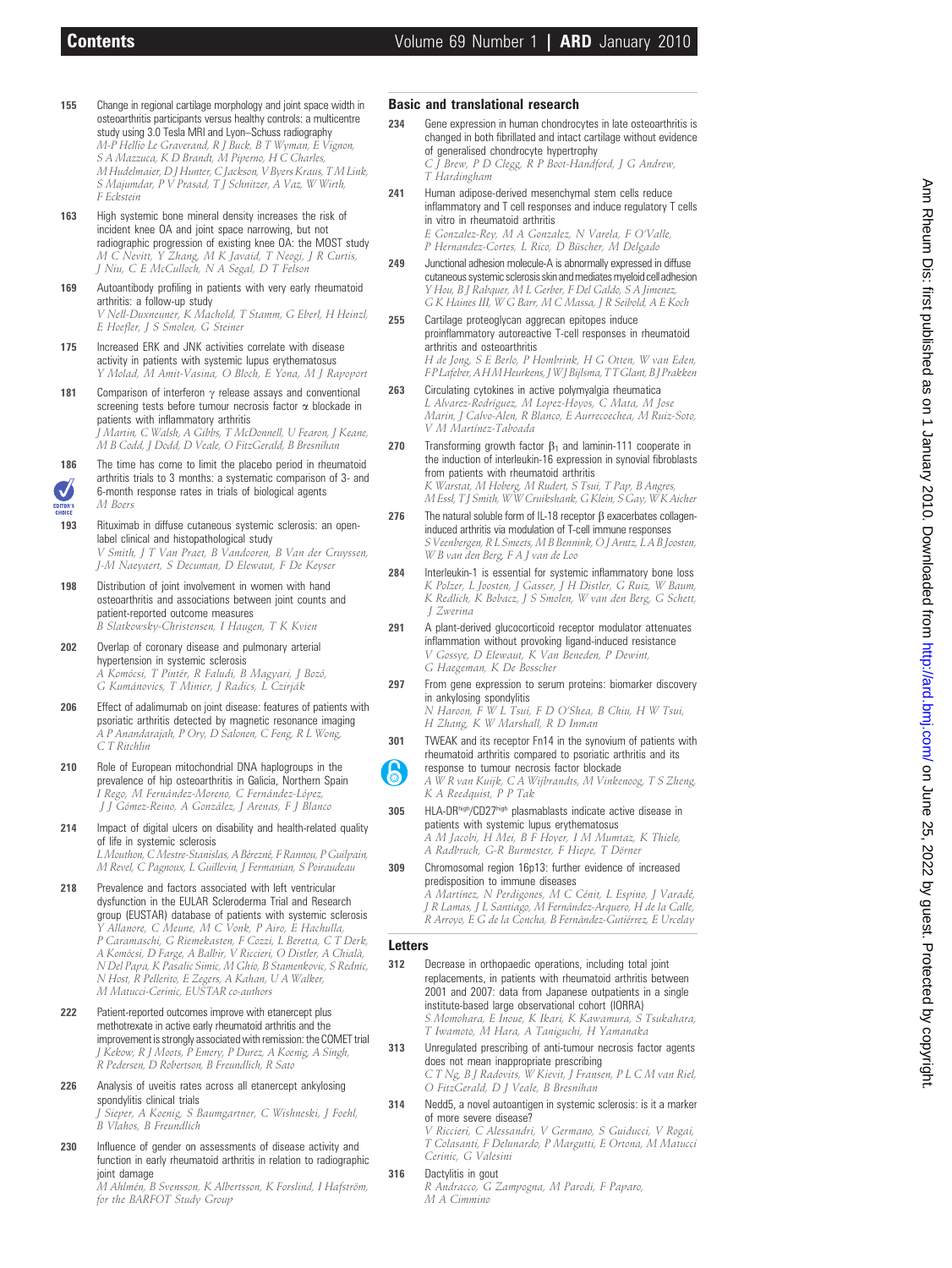# Contents

155 Change in regional cartilage morphology and joint space width in osteoarthritis participants versus healthy controls: a multicentre study using 3.0 Tesla MRI and Lyon–Schuss radiography
*M-P Hellio Le Graverand, R J Buck, B T Wyman, E Vignon, S A Mazzuca, K D Brandt, M Piperno, H C Charles, M Hudelmaier, D J Hunter, C Jackson, V Byers Kraus, T M Link, S Majumdar, P V Prasad, T J Schnitzer, A Vaz, W Wirth, F Eckstein*

163 High systemic bone mineral density increases the risk of incident knee OA and joint space narrowing, but not radiographic progression of existing knee OA: the MOST study
*M C Nevitt, Y Zhang, M K Javaid, T Neogi, J R Curtis, J Niu, C E McCulloch, N A Segal, D T Felson*

169 Autoantibody profiling in patients with very early rheumatoid arthritis: a follow-up study
*V Nell-Duxneuner, K Machold, T Stamm, G Eberl, H Heinzl, E Hoefler, J S Smolen, G Steiner*

175 Increased ERK and JNK activities correlate with disease activity in patients with systemic lupus erythematosus
*Y Molad, M Amit-Vasina, O Bloch, E Yona, M J Rapoport*

181 Comparison of interferon $\gamma$ release assays and conventional screening tests before tumour necrosis factor $\alpha$ blockade in patients with inflammatory arthritis
*J Martin, C Walsh, A Gibbs, T McDonnell, U Fearon, J Keane, M B Codd, J Dodd, D Veale, O FitzGerald, B Bresnihan*

186 The time has come to limit the placebo period in rheumatoid arthritis trials to 3 months: a systematic comparison of 3- and 6-month response rates in trials of biological agents
*M Boers*

193 Rituximab in diffuse cutaneous systemic sclerosis: an open-label clinical and histopathological study
*V Smith, J T Van Praet, B Vandooren, B Van der Cruyssen, J-M Naeyaert, S Decuman, D Elewaut, F De Keyser*

198 Distribution of joint involvement in women with hand osteoarthritis and associations between joint counts and patient-reported outcome measures
*B Slatkowsky-Christensen, I Haugen, T K Kvien*

202 Overlap of coronary disease and pulmonary arterial hypertension in systemic sclerosis
*A Komócsi, T Pintér, R Faludi, B Magyari, J Bozó, G Kumánovics, T Minier, J Radics, L Czirják*

206 Effect of adalimumab on joint disease: features of patients with psoriatic arthritis detected by magnetic resonance imaging
*A P Anandarajah, P Ory, D Salonen, C Feng, R L Wong, C T Ritchlin*

210 Role of European mitochondrial DNA haplogroups in the prevalence of hip osteoarthritis in Galicia, Northern Spain
*I Rego, M Fernández-Moreno, C Fernández-López, J J Gómez-Reino, A González, J Arenas, F J Blanco*

214 Impact of digital ulcers on disability and health-related quality of life in systemic sclerosis
*L Mouthon, C Mestre-Stanislas, A Bérezné, F Rannou, P Guilpain, M Revel, C Pagnoux, L Guillevin, J Fermanian, S Poiraudeau*

218 Prevalence and factors associated with left ventricular dysfunction in the EULAR Scleroderma Trial and Research group (EUSTAR) database of patients with systemic sclerosis
*Y Allanore, C Meune, M C Vonk, P Airo, E Hachulla, P Caramaschi, G Riemekasten, F Cozzi, L Beretta, C T Derk, A Komócsi, D Farge, A Balbir, V Riccieri, O Distler, A Chialà, N Del Papa, K Pasalic Simic, M Ghio, B Stamenkovic, S Rednic, N Host, R Pellerito, E Zegers, A Kahan, U A Walker, M Matucci-Cerinic, EUSTAR co-authors*

222 Patient-reported outcomes improve with etanercept plus methotrexate in active early rheumatoid arthritis and the improvement is strongly associated with remission: the COMET trial
*J Kekow, R J Moots, P Emery, P Durez, A Koenig, A Singh, R Pedersen, D Robertson, B Freundlich, R Sato*

226 Analysis of uveitis rates across all etanercept ankylosing spondylitis clinical trials
*J Sieper, A Koenig, S Baumgartner, C Wishneski, J Foehl, B Vlahos, B Freundlich*

230 Influence of gender on assessments of disease activity and function in early rheumatoid arthritis in relation to radiographic joint damage
*M Ahlmén, B Svensson, K Albertsson, K Forslind, I Hafström, for the BARFOT Study Group*

## Basic and translational research

234 Gene expression in human chondrocytes in late osteoarthritis is changed in both fibrillated and intact cartilage without evidence of generalised chondrocyte hypertrophy
*C J Brew, P D Clegg, R P Boot-Handford, J G Andrew, T Hardingham*

241 Human adipose-derived mesenchymal stem cells reduce inflammatory and T cell responses and induce regulatory T cells in vitro in rheumatoid arthritis
*E Gonzalez-Rey, M A Gonzalez, N Varela, F O'Valle, P Hernandez-Cortes, L Rico, D Büscher, M Delgado*

249 Junctional adhesion molecule-A is abnormally expressed in diffuse cutaneous systemic sclerosis skin and mediates myeloid cell adhesion
*Y Hou, B J Rabquer, M L Gerber, F Del Galdo, S A Jimenez, G K Haines III, W G Barr, M C Massa, J R Seibold, A E Koch*

255 Cartilage proteoglycan aggrecan epitopes induce proinflammatory autoreactive T-cell responses in rheumatoid arthritis and osteoarthritis
*H de Jong, S E Berlo, P Hombrink, H G Otten, W van Eden, F P Lafeber, A H M Heurkens, J W J Bijlsma, T T Glant, B J Prakken*

263 Circulating cytokines in active polymyalgia rheumatica
*L Alvarez-Rodríguez, M Lopez-Hoyos, C Mata, M Jose Marin, J Calvo-Alen, R Blanco, E Aurrecoechea, M Ruiz-Soto, V M Martínez-Taboada*

270 Transforming growth factor $\beta_1$ and laminin-111 cooperate in the induction of interleukin-16 expression in synovial fibroblasts from patients with rheumatoid arthritis
*K Warstat, M Hoberg, M Rudert, S Tsui, T Pap, B Angres, M Essl, T J Smith, W W Cruikshank, G Klein, S Gay, W K Aicher*

276 The natural soluble form of IL-18 receptor $\beta$ exacerbates collagen-induced arthritis via modulation of T-cell immune responses
*S Veenbergen, R L Smeets, M B Bennink, O J Arntz, L A B Joosten, W B van den Berg, F A J van de Loo*

284 Interleukin-1 is essential for systemic inflammatory bone loss
*K Polzer, L Joosten, J Gasser, J H Distler, G Ruiz, W Baum, K Redlich, K Bobacz, J S Smolen, W van den Berg, G Schett, J Zwerina*

291 A plant-derived glucocorticoid receptor modulator attenuates inflammation without provoking ligand-induced resistance
*V Gossye, D Elewaut, K Van Beneden, P Dewint, G Haegeman, K De Bosscher*

297 From gene expression to serum proteins: biomarker discovery in ankylosing spondylitis
*N Haroon, F W L Tsui, F D O'Shea, B Chiu, H W Tsui, H Zhang, K W Marshall, R D Inman*

301 TWEAK and its receptor Fn14 in the synovium of patients with rheumatoid arthritis compared to psoriatic arthritis and its response to tumour necrosis factor blockade
*A W R van Kuijk, C A Wijbrandts, M Vinkenoog, T S Zheng, K A Reedquist, P P Tak*

305 HLA-DR$^{high}$/CD27$^{high}$ plasmablasts indicate active disease in patients with systemic lupus erythematosus
*A M Jacobi, H Mei, B F Hoyer, I M Mumtaz, K Thiele, A Radbruch, G-R Burmester, F Hiepe, T Dörner*

309 Chromosomal region 16p13: further evidence of increased predisposition to immune diseases
*A Martínez, N Perdigones, M C Cénit, L Espino, J Varadé, J R Lamas, J L Santiago, M Fernández-Arquero, H de la Calle, R Arroyo, E G de la Concha, B Fernández-Gutiérrez, E Urcelay*

## Letters

312 Decrease in orthopaedic operations, including total joint replacements, in patients with rheumatoid arthritis between 2001 and 2007: data from Japanese outpatients in a single institute-based large observational cohort (IORRA)
*S Momohara, E Inoue, K Ikari, K Kawamura, S Tsukahara, T Iwamoto, M Hara, A Taniguchi, H Yamanaka*

313 Unregulated prescribing of anti-tumour necrosis factor agents does not mean inappropriate prescribing
*C T Ng, B J Radovits, W Kievit, J Fransen, P L C M van Riel, O FitzGerald, D J Veale, B Bresnihan*

314 Nedd5, a novel autoantigen in systemic sclerosis: is it a marker of more severe disease?
*V Riccieri, C Alessandri, V Germano, S Guiducci, V Rogai, T Colasanti, F Delunardo, P Margutti, E Ortona, M Matucci Cerinic, G Valesini*

316 Dactylitis in gout
*R Andracco, G Zampogna, M Parodi, F Paparo, M A Cimmino*